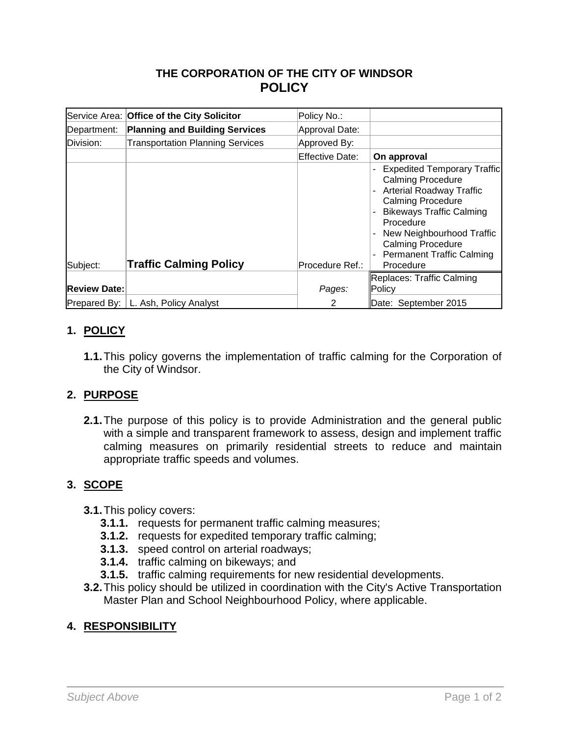**THE CORPORATION OF THE CITY OF WINDSOR**
**POLICY**

| | | | |
|---|---|---|---|
| Service Area: | **Office of the City Solicitor** | Policy No.: | |
| Department: | **Planning and Building Services** | Approval Date: | |
| Division: | Transportation Planning Services | Approved By: | |
| | | Effective Date: | **On approval** |
| Subject: | **Traffic Calming Policy** | Procedure Ref.: | - Expedited Temporary Traffic Calming Procedure<br>- Arterial Roadway Traffic Calming Procedure<br>- Bikeways Traffic Calming Procedure<br>- New Neighbourhood Traffic Calming Procedure<br>- Permanent Traffic Calming Procedure |
| **Review Date:** | | *Pages:* | Replaces: Traffic Calming Policy |
| Prepared By: | L. Ash, Policy Analyst | 2 | Date: September 2015 |

## 1. POLICY

**1.1.** This policy governs the implementation of traffic calming for the Corporation of the City of Windsor.

## 2. PURPOSE

**2.1.** The purpose of this policy is to provide Administration and the general public with a simple and transparent framework to assess, design and implement traffic calming measures on primarily residential streets to reduce and maintain appropriate traffic speeds and volumes.

## 3. SCOPE

**3.1.** This policy covers:

- **3.1.1.** requests for permanent traffic calming measures;
- **3.1.2.** requests for expedited temporary traffic calming;
- **3.1.3.** speed control on arterial roadways;
- **3.1.4.** traffic calming on bikeways; and
- **3.1.5.** traffic calming requirements for new residential developments.

**3.2.** This policy should be utilized in coordination with the City's Active Transportation Master Plan and School Neighbourhood Policy, where applicable.

## 4. RESPONSIBILITY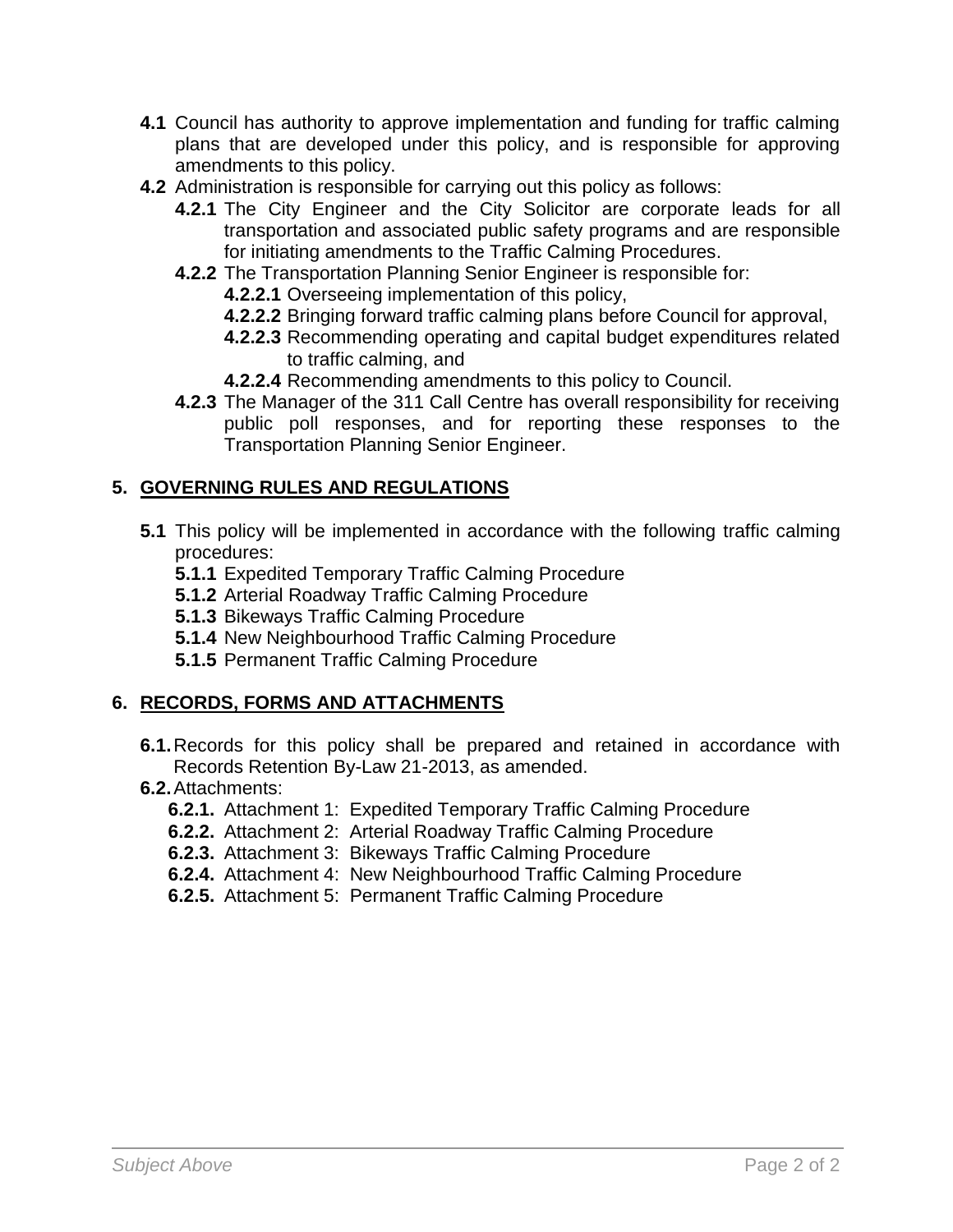- **4.1** Council has authority to approve implementation and funding for traffic calming plans that are developed under this policy, and is responsible for approving amendments to this policy.
- **4.2** Administration is responsible for carrying out this policy as follows:
  - **4.2.1** The City Engineer and the City Solicitor are corporate leads for all transportation and associated public safety programs and are responsible for initiating amendments to the Traffic Calming Procedures.
  - **4.2.2** The Transportation Planning Senior Engineer is responsible for:
    - **4.2.2.1** Overseeing implementation of this policy,
    - **4.2.2.2** Bringing forward traffic calming plans before Council for approval,
    - **4.2.2.3** Recommending operating and capital budget expenditures related to traffic calming, and
    - **4.2.2.4** Recommending amendments to this policy to Council.
  - **4.2.3** The Manager of the 311 Call Centre has overall responsibility for receiving public poll responses, and for reporting these responses to the Transportation Planning Senior Engineer.

## 5. GOVERNING RULES AND REGULATIONS

- **5.1** This policy will be implemented in accordance with the following traffic calming procedures:
  - **5.1.1** Expedited Temporary Traffic Calming Procedure
  - **5.1.2** Arterial Roadway Traffic Calming Procedure
  - **5.1.3** Bikeways Traffic Calming Procedure
  - **5.1.4** New Neighbourhood Traffic Calming Procedure
  - **5.1.5** Permanent Traffic Calming Procedure

## 6. RECORDS, FORMS AND ATTACHMENTS

- **6.1.** Records for this policy shall be prepared and retained in accordance with Records Retention By-Law 21-2013, as amended.
- **6.2.** Attachments:
  - **6.2.1.** Attachment 1: Expedited Temporary Traffic Calming Procedure
  - **6.2.2.** Attachment 2: Arterial Roadway Traffic Calming Procedure
  - **6.2.3.** Attachment 3: Bikeways Traffic Calming Procedure
  - **6.2.4.** Attachment 4: New Neighbourhood Traffic Calming Procedure
  - **6.2.5.** Attachment 5: Permanent Traffic Calming Procedure